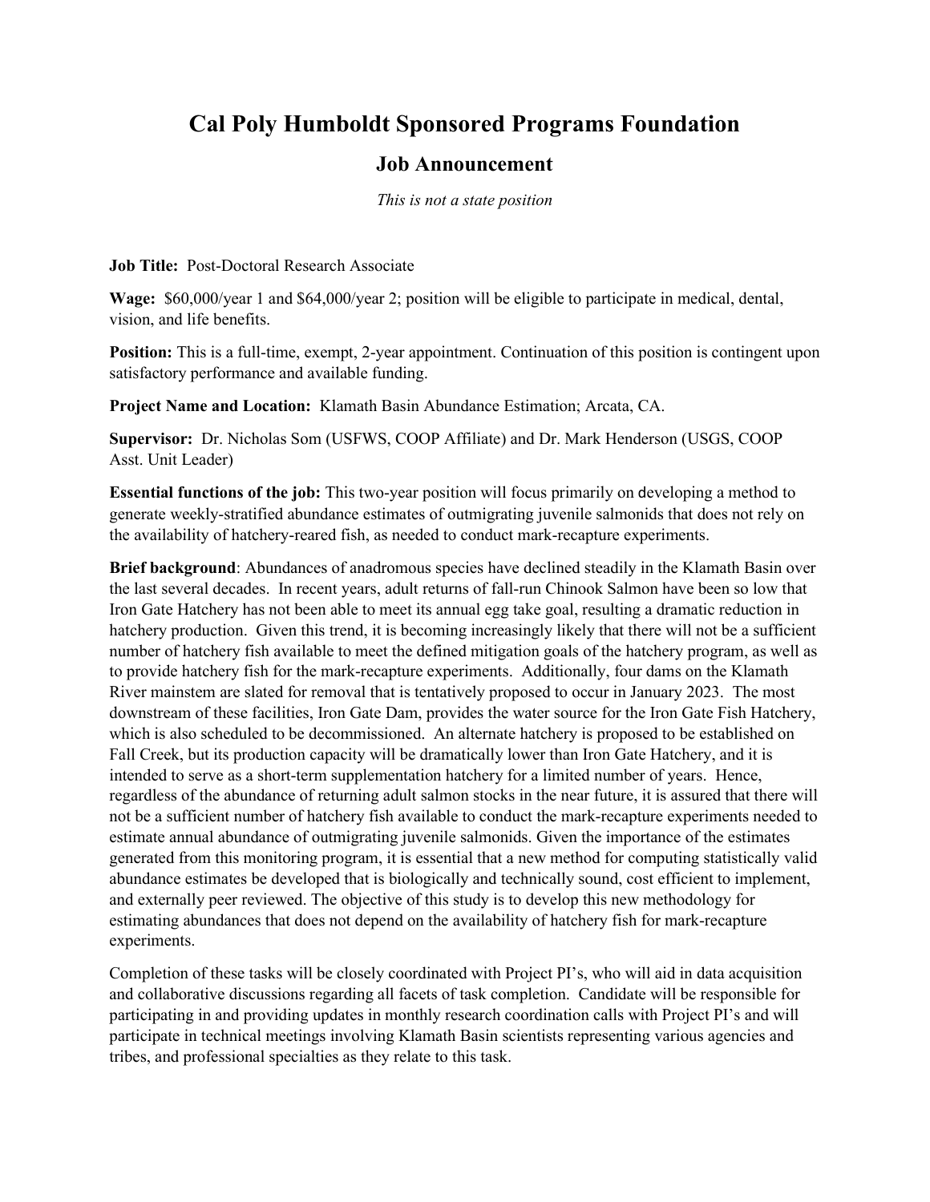# Cal Poly Humboldt Sponsored Programs Foundation

## Job Announcement

*This is not a state position*

**Job Title:** Post-Doctoral Research Associate

**Wage:** $60,000/year 1 and $64,000/year 2; position will be eligible to participate in medical, dental, vision, and life benefits.

**Position:** This is a full-time, exempt, 2-year appointment. Continuation of this position is contingent upon satisfactory performance and available funding.

**Project Name and Location:** Klamath Basin Abundance Estimation; Arcata, CA.

**Supervisor:** Dr. Nicholas Som (USFWS, COOP Affiliate) and Dr. Mark Henderson (USGS, COOP Asst. Unit Leader)

**Essential functions of the job:** This two-year position will focus primarily on developing a method to generate weekly-stratified abundance estimates of outmigrating juvenile salmonids that does not rely on the availability of hatchery-reared fish, as needed to conduct mark-recapture experiments.

**Brief background**: Abundances of anadromous species have declined steadily in the Klamath Basin over the last several decades. In recent years, adult returns of fall-run Chinook Salmon have been so low that Iron Gate Hatchery has not been able to meet its annual egg take goal, resulting a dramatic reduction in hatchery production. Given this trend, it is becoming increasingly likely that there will not be a sufficient number of hatchery fish available to meet the defined mitigation goals of the hatchery program, as well as to provide hatchery fish for the mark-recapture experiments. Additionally, four dams on the Klamath River mainstem are slated for removal that is tentatively proposed to occur in January 2023. The most downstream of these facilities, Iron Gate Dam, provides the water source for the Iron Gate Fish Hatchery, which is also scheduled to be decommissioned. An alternate hatchery is proposed to be established on Fall Creek, but its production capacity will be dramatically lower than Iron Gate Hatchery, and it is intended to serve as a short-term supplementation hatchery for a limited number of years. Hence, regardless of the abundance of returning adult salmon stocks in the near future, it is assured that there will not be a sufficient number of hatchery fish available to conduct the mark-recapture experiments needed to estimate annual abundance of outmigrating juvenile salmonids. Given the importance of the estimates generated from this monitoring program, it is essential that a new method for computing statistically valid abundance estimates be developed that is biologically and technically sound, cost efficient to implement, and externally peer reviewed. The objective of this study is to develop this new methodology for estimating abundances that does not depend on the availability of hatchery fish for mark-recapture experiments.

Completion of these tasks will be closely coordinated with Project PI's, who will aid in data acquisition and collaborative discussions regarding all facets of task completion. Candidate will be responsible for participating in and providing updates in monthly research coordination calls with Project PI's and will participate in technical meetings involving Klamath Basin scientists representing various agencies and tribes, and professional specialties as they relate to this task.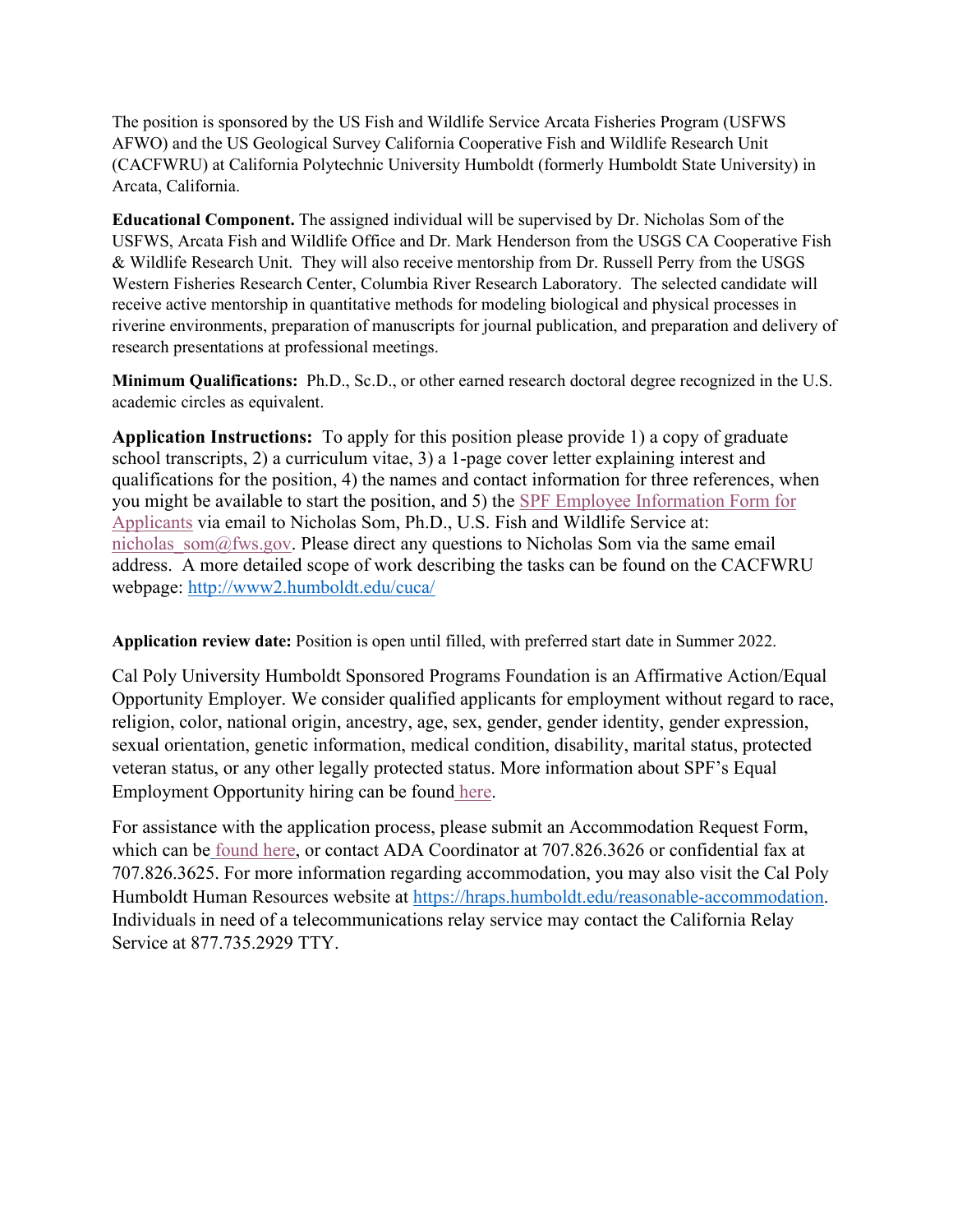The position is sponsored by the US Fish and Wildlife Service Arcata Fisheries Program (USFWS AFWO) and the US Geological Survey California Cooperative Fish and Wildlife Research Unit (CACFWRU) at California Polytechnic University Humboldt (formerly Humboldt State University) in Arcata, California.

**Educational Component.** The assigned individual will be supervised by Dr. Nicholas Som of the USFWS, Arcata Fish and Wildlife Office and Dr. Mark Henderson from the USGS CA Cooperative Fish & Wildlife Research Unit. They will also receive mentorship from Dr. Russell Perry from the USGS Western Fisheries Research Center, Columbia River Research Laboratory. The selected candidate will receive active mentorship in quantitative methods for modeling biological and physical processes in riverine environments, preparation of manuscripts for journal publication, and preparation and delivery of research presentations at professional meetings.

**Minimum Qualifications:** Ph.D., Sc.D., or other earned research doctoral degree recognized in the U.S. academic circles as equivalent.

**Application Instructions:** To apply for this position please provide 1) a copy of graduate school transcripts, 2) a curriculum vitae, 3) a 1-page cover letter explaining interest and qualifications for the position, 4) the names and contact information for three references, when you might be available to start the position, and 5) the SPF Employee Information Form for Applicants via email to Nicholas Som, Ph.D., U.S. Fish and Wildlife Service at: nicholas_som@fws.gov. Please direct any questions to Nicholas Som via the same email address. A more detailed scope of work describing the tasks can be found on the CACFWRU webpage: http://www2.humboldt.edu/cuca/

**Application review date:** Position is open until filled, with preferred start date in Summer 2022.

Cal Poly University Humboldt Sponsored Programs Foundation is an Affirmative Action/Equal Opportunity Employer. We consider qualified applicants for employment without regard to race, religion, color, national origin, ancestry, age, sex, gender, gender identity, gender expression, sexual orientation, genetic information, medical condition, disability, marital status, protected veteran status, or any other legally protected status. More information about SPF's Equal Employment Opportunity hiring can be found here.

For assistance with the application process, please submit an Accommodation Request Form, which can be found here, or contact ADA Coordinator at 707.826.3626 or confidential fax at 707.826.3625. For more information regarding accommodation, you may also visit the Cal Poly Humboldt Human Resources website at https://hraps.humboldt.edu/reasonable-accommodation. Individuals in need of a telecommunications relay service may contact the California Relay Service at 877.735.2929 TTY.